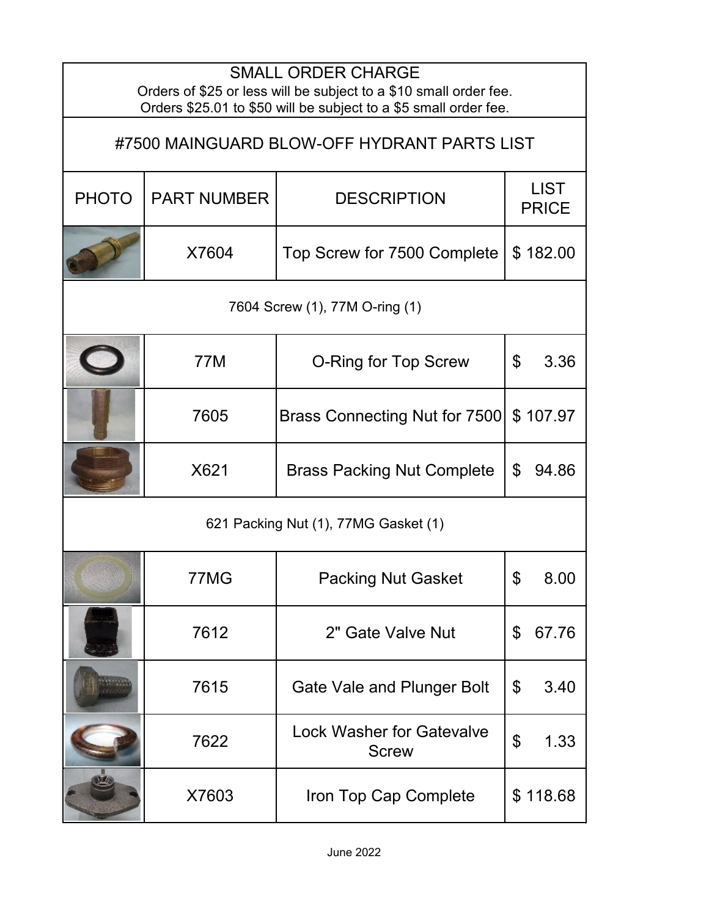## SMALL ORDER CHARGE

Orders of $25 or less will be subject to a $10 small order fee.
Orders $25.01 to $50 will be subject to a $5 small order fee.

# #7500 MAINGUARD BLOW-OFF HYDRANT PARTS LIST

| PHOTO | PART NUMBER | DESCRIPTION | LIST PRICE |
|---|---|---|---|
| | X7604 | Top Screw for 7500 Complete | $ 182.00 |
| 7604 Screw (1), 77M O-ring (1) | | | |
| | 77M | O-Ring for Top Screw | $ 3.36 |
| | 7605 | Brass Connecting Nut for 7500 | $ 107.97 |
| | X621 | Brass Packing Nut Complete | $ 94.86 |
| 621 Packing Nut (1), 77MG Gasket (1) | | | |
| | 77MG | Packing Nut Gasket | $ 8.00 |
| | 7612 | 2" Gate Valve Nut | $ 67.76 |
| | 7615 | Gate Vale and Plunger Bolt | $ 3.40 |
| | 7622 | Lock Washer for Gatevalve Screw | $ 1.33 |
| | X7603 | Iron Top Cap Complete | $ 118.68 |

June 2022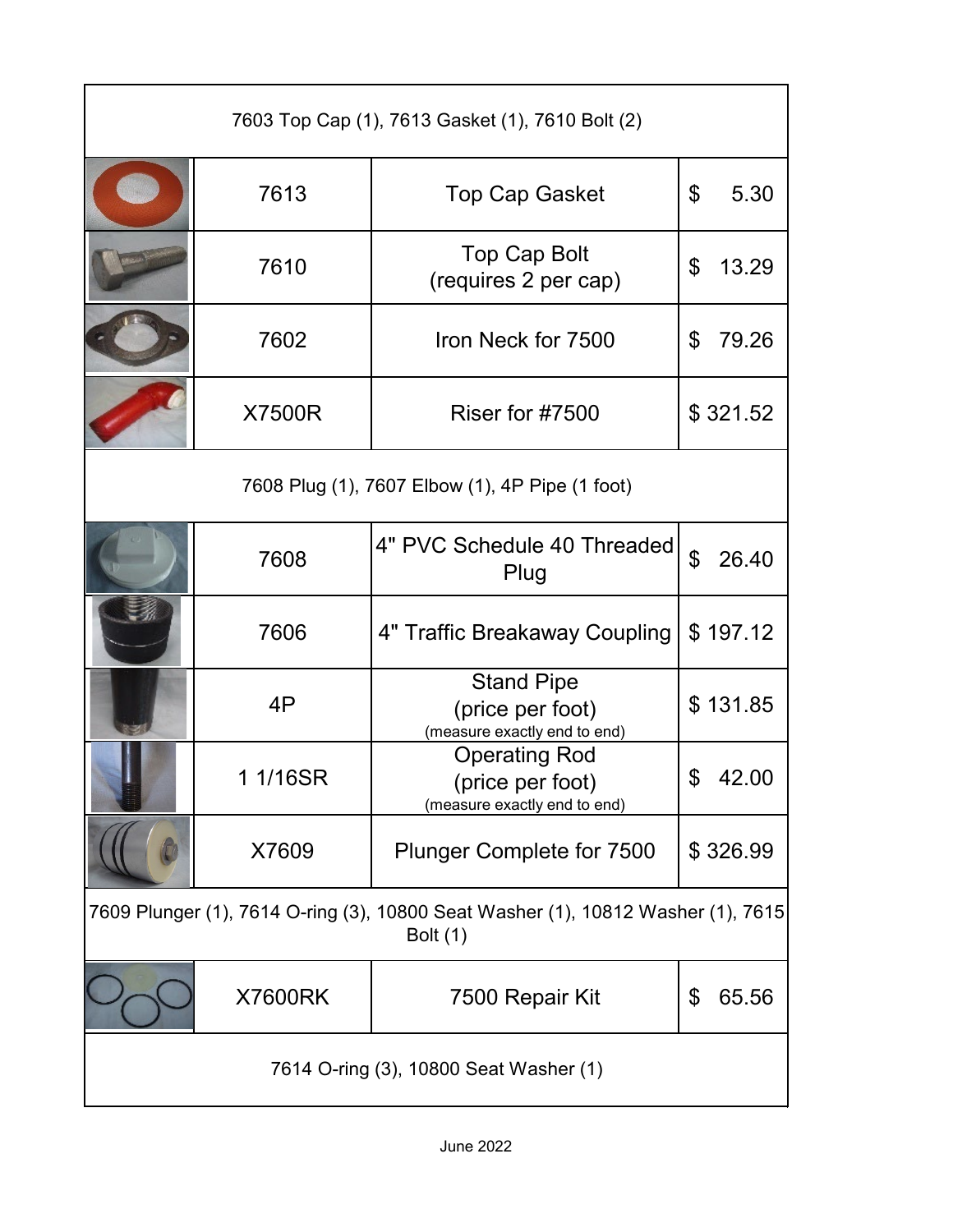| | | | |
|---|---|---|---|
| 7603 Top Cap (1), 7613 Gasket (1), 7610 Bolt (2) | | | |
| | 7613 | Top Cap Gasket | $ 5.30 |
| | 7610 | Top Cap Bolt (requires 2 per cap) | $ 13.29 |
| | 7602 | Iron Neck for 7500 | $ 79.26 |
| | X7500R | Riser for #7500 | $ 321.52 |
| 7608 Plug (1), 7607 Elbow (1), 4P Pipe (1 foot) | | | |
| | 7608 | 4" PVC Schedule 40 Threaded Plug | $ 26.40 |
| | 7606 | 4" Traffic Breakaway Coupling | $ 197.12 |
| | 4P | Stand Pipe (price per foot) (measure exactly end to end) | $ 131.85 |
| | 1 1/16SR | Operating Rod (price per foot) (measure exactly end to end) | $ 42.00 |
| | X7609 | Plunger Complete for 7500 | $ 326.99 |
| 7609 Plunger (1), 7614 O-ring (3), 10800 Seat Washer (1), 10812 Washer (1), 7615 Bolt (1) | | | |
| | X7600RK | 7500 Repair Kit | $ 65.56 |
| 7614 O-ring (3), 10800 Seat Washer (1) | | | |

June 2022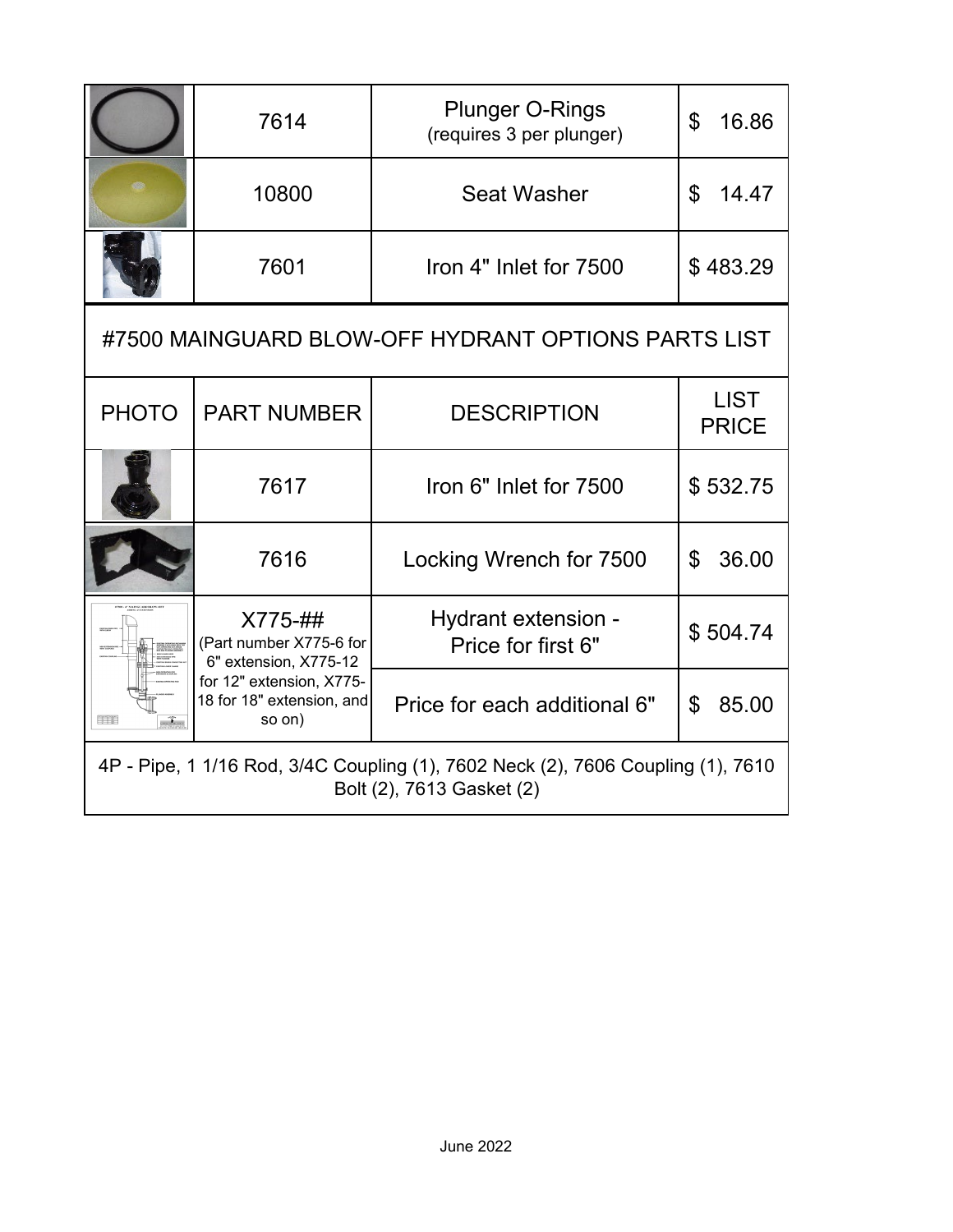| | | | |
|---|---|---|---|
| | 7614 | Plunger O-Rings (requires 3 per plunger) | $ 16.86 |
| | 10800 | Seat Washer | $ 14.47 |
| | 7601 | Iron 4" Inlet for 7500 | $ 483.29 |

## #7500 MAINGUARD BLOW-OFF HYDRANT OPTIONS PARTS LIST

| PHOTO | PART NUMBER | DESCRIPTION | LIST PRICE |
|---|---|---|---|
| | 7617 | Iron 6" Inlet for 7500 | $ 532.75 |
| | 7616 | Locking Wrench for 7500 | $ 36.00 |
| | X775-## (Part number X775-6 for 6" extension, X775-12 for 12" extension, X775-18 for 18" extension, and so on) | Hydrant extension - Price for first 6" | $ 504.74 |
| | | Price for each additional 6" | $ 85.00 |

4P - Pipe, 1 1/16 Rod, 3/4C Coupling (1), 7602 Neck (2), 7606 Coupling (1), 7610 Bolt (2), 7613 Gasket (2)

June 2022